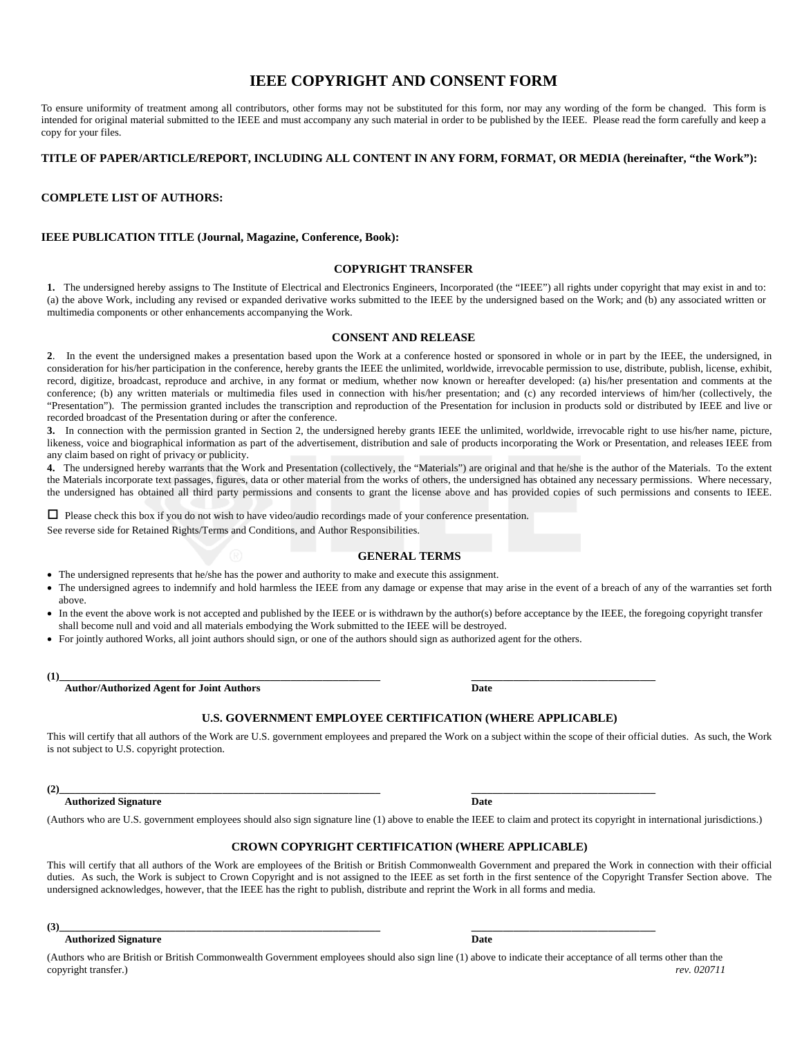# IEEE COPYRIGHT AND CONSENT FORM

To ensure uniformity of treatment among all contributors, other forms may not be substituted for this form, nor may any wording of the form be changed. This form is intended for original material submitted to the IEEE and must accompany any such material in order to be published by the IEEE. Please read the form carefully and keep a copy for your files.

**TITLE OF PAPER/ARTICLE/REPORT, INCLUDING ALL CONTENT IN ANY FORM, FORMAT, OR MEDIA (hereinafter, "the Work"):**

**COMPLETE LIST OF AUTHORS:**

**IEEE PUBLICATION TITLE (Journal, Magazine, Conference, Book):**

## COPYRIGHT TRANSFER

**1.** The undersigned hereby assigns to The Institute of Electrical and Electronics Engineers, Incorporated (the "IEEE") all rights under copyright that may exist in and to: (a) the above Work, including any revised or expanded derivative works submitted to the IEEE by the undersigned based on the Work; and (b) any associated written or multimedia components or other enhancements accompanying the Work.

## CONSENT AND RELEASE

**2**. In the event the undersigned makes a presentation based upon the Work at a conference hosted or sponsored in whole or in part by the IEEE, the undersigned, in consideration for his/her participation in the conference, hereby grants the IEEE the unlimited, worldwide, irrevocable permission to use, distribute, publish, license, exhibit, record, digitize, broadcast, reproduce and archive, in any format or medium, whether now known or hereafter developed: (a) his/her presentation and comments at the conference; (b) any written materials or multimedia files used in connection with his/her presentation; and (c) any recorded interviews of him/her (collectively, the "Presentation"). The permission granted includes the transcription and reproduction of the Presentation for inclusion in products sold or distributed by IEEE and live or recorded broadcast of the Presentation during or after the conference.

**3.** In connection with the permission granted in Section 2, the undersigned hereby grants IEEE the unlimited, worldwide, irrevocable right to use his/her name, picture, likeness, voice and biographical information as part of the advertisement, distribution and sale of products incorporating the Work or Presentation, and releases IEEE from any claim based on right of privacy or publicity.

**4.** The undersigned hereby warrants that the Work and Presentation (collectively, the "Materials") are original and that he/she is the author of the Materials. To the extent the Materials incorporate text passages, figures, data or other material from the works of others, the undersigned has obtained any necessary permissions. Where necessary, the undersigned has obtained all third party permissions and consents to grant the license above and has provided copies of such permissions and consents to IEEE.

☐ Please check this box if you do not wish to have video/audio recordings made of your conference presentation.

See reverse side for Retained Rights/Terms and Conditions, and Author Responsibilities.

## GENERAL TERMS

- The undersigned represents that he/she has the power and authority to make and execute this assignment.
- The undersigned agrees to indemnify and hold harmless the IEEE from any damage or expense that may arise in the event of a breach of any of the warranties set forth above.
- In the event the above work is not accepted and published by the IEEE or is withdrawn by the author(s) before acceptance by the IEEE, the foregoing copyright transfer shall become null and void and all materials embodying the Work submitted to the IEEE will be destroyed.
- For jointly authored Works, all joint authors should sign, or one of the authors should sign as authorized agent for the others.

**(1)**_______________________________________________ _______________________________

**Author/Authorized Agent for Joint Authors** **Date**

## U.S. GOVERNMENT EMPLOYEE CERTIFICATION (WHERE APPLICABLE)

This will certify that all authors of the Work are U.S. government employees and prepared the Work on a subject within the scope of their official duties. As such, the Work is not subject to U.S. copyright protection.

**(2)**_______________________________________________ _______________________________

**Authorized Signature** **Date**

(Authors who are U.S. government employees should also sign signature line (1) above to enable the IEEE to claim and protect its copyright in international jurisdictions.)

## CROWN COPYRIGHT CERTIFICATION (WHERE APPLICABLE)

This will certify that all authors of the Work are employees of the British or British Commonwealth Government and prepared the Work in connection with their official duties. As such, the Work is subject to Crown Copyright and is not assigned to the IEEE as set forth in the first sentence of the Copyright Transfer Section above. The undersigned acknowledges, however, that the IEEE has the right to publish, distribute and reprint the Work in all forms and media.

**(3)**_______________________________________________ _______________________________

**Authorized Signature** **Date**

(Authors who are British or British Commonwealth Government employees should also sign line (1) above to indicate their acceptance of all terms other than the copyright transfer.)

*rev. 020711*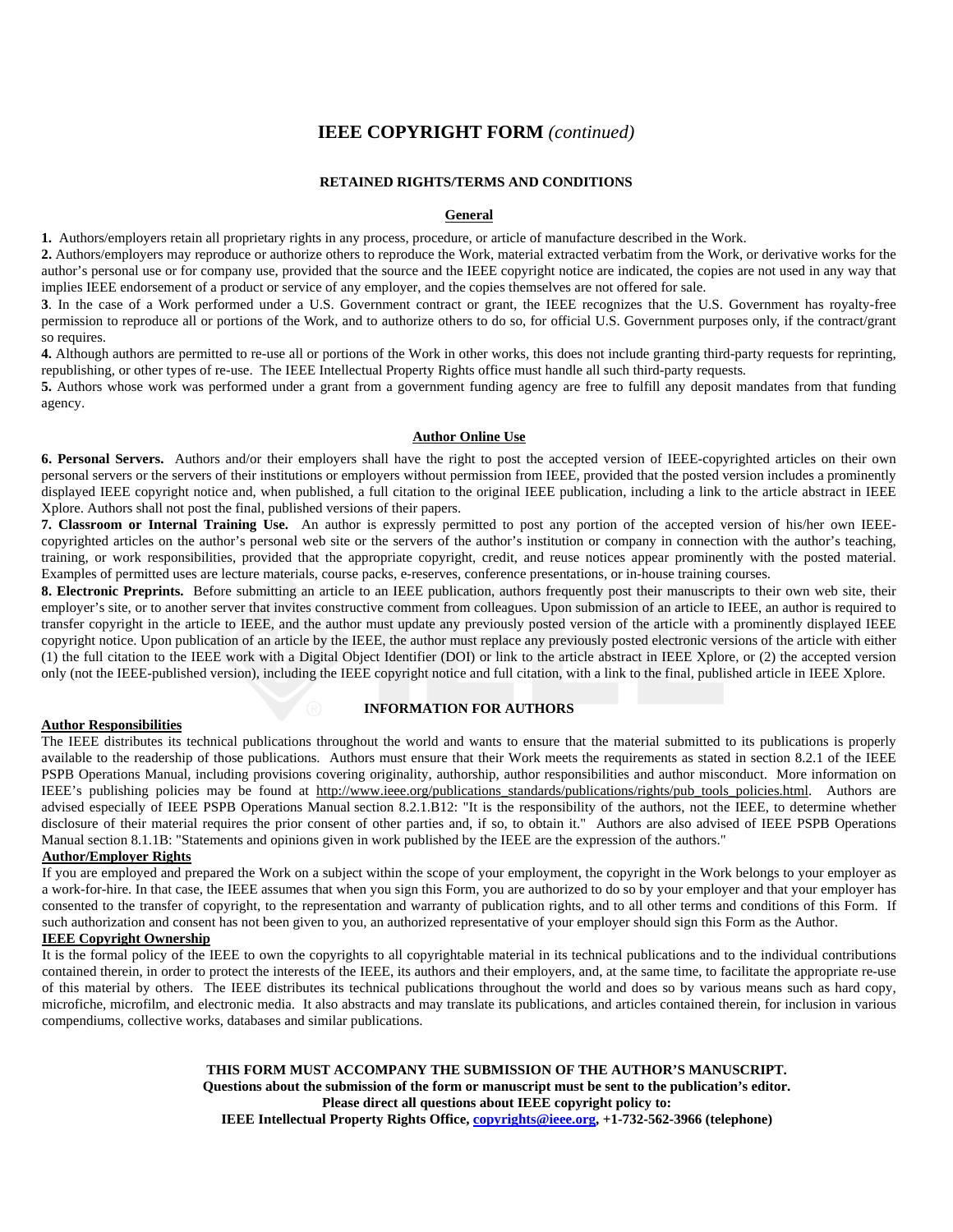# IEEE COPYRIGHT FORM *(continued)*

## RETAINED RIGHTS/TERMS AND CONDITIONS

### General

**1.** Authors/employers retain all proprietary rights in any process, procedure, or article of manufacture described in the Work.
**2.** Authors/employers may reproduce or authorize others to reproduce the Work, material extracted verbatim from the Work, or derivative works for the author's personal use or for company use, provided that the source and the IEEE copyright notice are indicated, the copies are not used in any way that implies IEEE endorsement of a product or service of any employer, and the copies themselves are not offered for sale.
**3**. In the case of a Work performed under a U.S. Government contract or grant, the IEEE recognizes that the U.S. Government has royalty-free permission to reproduce all or portions of the Work, and to authorize others to do so, for official U.S. Government purposes only, if the contract/grant so requires.
**4.** Although authors are permitted to re-use all or portions of the Work in other works, this does not include granting third-party requests for reprinting, republishing, or other types of re-use. The IEEE Intellectual Property Rights office must handle all such third-party requests.
**5.** Authors whose work was performed under a grant from a government funding agency are free to fulfill any deposit mandates from that funding agency.

### Author Online Use

**6. Personal Servers.** Authors and/or their employers shall have the right to post the accepted version of IEEE-copyrighted articles on their own personal servers or the servers of their institutions or employers without permission from IEEE, provided that the posted version includes a prominently displayed IEEE copyright notice and, when published, a full citation to the original IEEE publication, including a link to the article abstract in IEEE Xplore. Authors shall not post the final, published versions of their papers.
**7. Classroom or Internal Training Use.** An author is expressly permitted to post any portion of the accepted version of his/her own IEEE-copyrighted articles on the author's personal web site or the servers of the author's institution or company in connection with the author's teaching, training, or work responsibilities, provided that the appropriate copyright, credit, and reuse notices appear prominently with the posted material. Examples of permitted uses are lecture materials, course packs, e-reserves, conference presentations, or in-house training courses.
**8. Electronic Preprints.** Before submitting an article to an IEEE publication, authors frequently post their manuscripts to their own web site, their employer's site, or to another server that invites constructive comment from colleagues. Upon submission of an article to IEEE, an author is required to transfer copyright in the article to IEEE, and the author must update any previously posted version of the article with a prominently displayed IEEE copyright notice. Upon publication of an article by the IEEE, the author must replace any previously posted electronic versions of the article with either (1) the full citation to the IEEE work with a Digital Object Identifier (DOI) or link to the article abstract in IEEE Xplore, or (2) the accepted version only (not the IEEE-published version), including the IEEE copyright notice and full citation, with a link to the final, published article in IEEE Xplore.

## INFORMATION FOR AUTHORS

### Author Responsibilities

The IEEE distributes its technical publications throughout the world and wants to ensure that the material submitted to its publications is properly available to the readership of those publications. Authors must ensure that their Work meets the requirements as stated in section 8.2.1 of the IEEE PSPB Operations Manual, including provisions covering originality, authorship, author responsibilities and author misconduct. More information on IEEE's publishing policies may be found at http://www.ieee.org/publications_standards/publications/rights/pub_tools_policies.html. Authors are advised especially of IEEE PSPB Operations Manual section 8.2.1.B12: "It is the responsibility of the authors, not the IEEE, to determine whether disclosure of their material requires the prior consent of other parties and, if so, to obtain it." Authors are also advised of IEEE PSPB Operations Manual section 8.1.1B: "Statements and opinions given in work published by the IEEE are the expression of the authors."

### Author/Employer Rights

If you are employed and prepared the Work on a subject within the scope of your employment, the copyright in the Work belongs to your employer as a work-for-hire. In that case, the IEEE assumes that when you sign this Form, you are authorized to do so by your employer and that your employer has consented to the transfer of copyright, to the representation and warranty of publication rights, and to all other terms and conditions of this Form. If such authorization and consent has not been given to you, an authorized representative of your employer should sign this Form as the Author.

### IEEE Copyright Ownership

It is the formal policy of the IEEE to own the copyrights to all copyrightable material in its technical publications and to the individual contributions contained therein, in order to protect the interests of the IEEE, its authors and their employers, and, at the same time, to facilitate the appropriate re-use of this material by others. The IEEE distributes its technical publications throughout the world and does so by various means such as hard copy, microfiche, microfilm, and electronic media. It also abstracts and may translate its publications, and articles contained therein, for inclusion in various compendiums, collective works, databases and similar publications.

**THIS FORM MUST ACCOMPANY THE SUBMISSION OF THE AUTHOR'S MANUSCRIPT.**
**Questions about the submission of the form or manuscript must be sent to the publication's editor.**
**Please direct all questions about IEEE copyright policy to:**
**IEEE Intellectual Property Rights Office, copyrights@ieee.org, +1-732-562-3966 (telephone)**